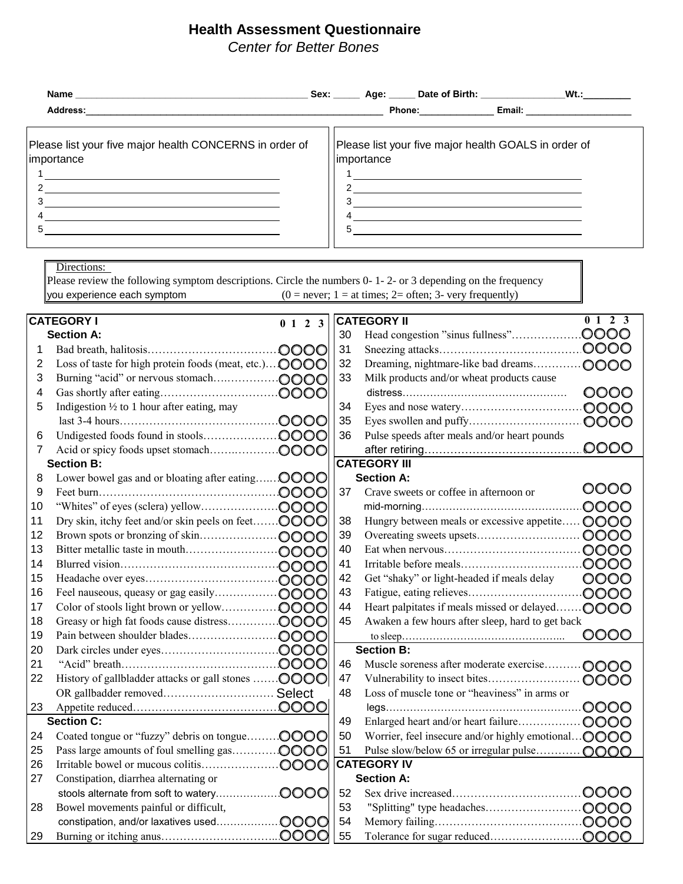# Health Assessment Questionnaire

*Center for Better Bones*

**Name** ______________________________ **Sex:** _____ **Age:** _____ **Date of Birth:** ________________ **Wt.:** _________

**Address:** ______________________________ **Phone:** ______________ **Email:** ____________________

Please list your five major health CONCERNS in order of importance

1. 
2. 
3. 
4. 
5. 

Please list your five major health GOALS in order of importance

1. 
2. 
3. 
4. 
5. 

Directions:
Please review the following symptom descriptions. Circle the numbers 0- 1- 2- or 3 depending on the frequency you experience each symptom (0 = never; 1 = at times; 2= often; 3- very frequently)

## CATEGORY I

| # | Section A: | 0 1 2 3 |
|---|---|---|
| 1 | Bad breath, halitosis | OOOO |
| 2 | Loss of taste for high protein foods (meat, etc.) | OOOO |
| 3 | Burning "acid" or nervous stomach | OOOO |
| 4 | Gas shortly after eating | OOOO |
| 5 | Indigestion ½ to 1 hour after eating, may last 3-4 hours | OOOO |
| 6 | Undigested foods found in stools | OOOO |
| 7 | Acid or spicy foods upset stomach | OOOO |

| # | Section B: | 0 1 2 3 |
|---|---|---|
| 8 | Lower bowel gas and or bloating after eating | OOOO |
| 9 | Feet burn | OOOO |
| 10 | "Whites" of eyes (sclera) yellow | OOOO |
| 11 | Dry skin, itchy feet and/or skin peels on feet | OOOO |
| 12 | Brown spots or bronzing of skin | OOOO |
| 13 | Bitter metallic taste in mouth | OOOO |
| 14 | Blurred vision | OOOO |
| 15 | Headache over eyes | OOOO |
| 16 | Feel nauseous, queasy or gag easily | OOOO |
| 17 | Color of stools light brown or yellow | OOOO |
| 18 | Greasy or high fat foods cause distress | OOOO |
| 19 | Pain between shoulder blades | OOOO |
| 20 | Dark circles under eyes | OOOO |
| 21 | "Acid" breath | OOOO |
| 22 | History of gallbladder attacks or gall stones | OOOO |
| | OR gallbadder removed | Select |
| 23 | Appetite reduced | OOOO |

| # | Section C: | 0 1 2 3 |
|---|---|---|
| 24 | Coated tongue or "fuzzy" debris on tongue | OOOO |
| 25 | Pass large amounts of foul smelling gas | OOOO |
| 26 | Irritable bowel or mucous colitis | OOOO |
| 27 | Constipation, diarrhea alternating or stools alternate from soft to watery | OOOO |
| 28 | Bowel movements painful or difficult, constipation, and/or laxatives used | OOOO |
| 29 | Burning or itching anus | OOOO |

## CATEGORY II

| # | | 0 1 2 3 |
|---|---|---|
| 30 | Head congestion "sinus fullness" | OOOO |
| 31 | Sneezing attacks | OOOO |
| 32 | Dreaming, nightmare-like bad dreams | OOOO |
| 33 | Milk products and/or wheat products cause distress | OOOO |
| 34 | Eyes and nose watery | OOOO |
| 35 | Eyes swollen and puffy | OOOO |
| 36 | Pulse speeds after meals and/or heart pounds after retiring | OOOO |

## CATEGORY III

| # | Section A: | 0 1 2 3 |
|---|---|---|
| 37 | Crave sweets or coffee in afternoon or mid-morning | OOOO |
| 38 | Hungry between meals or excessive appetite | OOOO |
| 39 | Overeating sweets upsets | OOOO |
| 40 | Eat when nervous | OOOO |
| 41 | Irritable before meals | OOOO |
| 42 | Get "shaky" or light-headed if meals delay | OOOO |
| 43 | Fatigue, eating relieves | OOOO |
| 44 | Heart palpitates if meals missed or delayed | OOOO |
| 45 | Awaken a few hours after sleep, hard to get back to sleep | OOOO |

| # | Section B: | 0 1 2 3 |
|---|---|---|
| 46 | Muscle soreness after moderate exercise | OOOO |
| 47 | Vulnerability to insect bites | OOOO |
| 48 | Loss of muscle tone or "heaviness" in arms or legs | OOOO |
| 49 | Enlarged heart and/or heart failure | OOOO |
| 50 | Worrier, feel insecure and/or highly emotional | OOOO |
| 51 | Pulse slow/below 65 or irregular pulse | OOOO |

## CATEGORY IV

| # | Section A: | 0 1 2 3 |
|---|---|---|
| 52 | Sex drive increased | OOOO |
| 53 | "Splitting" type headaches | OOOO |
| 54 | Memory failing | OOOO |
| 55 | Tolerance for sugar reduced | OOOO |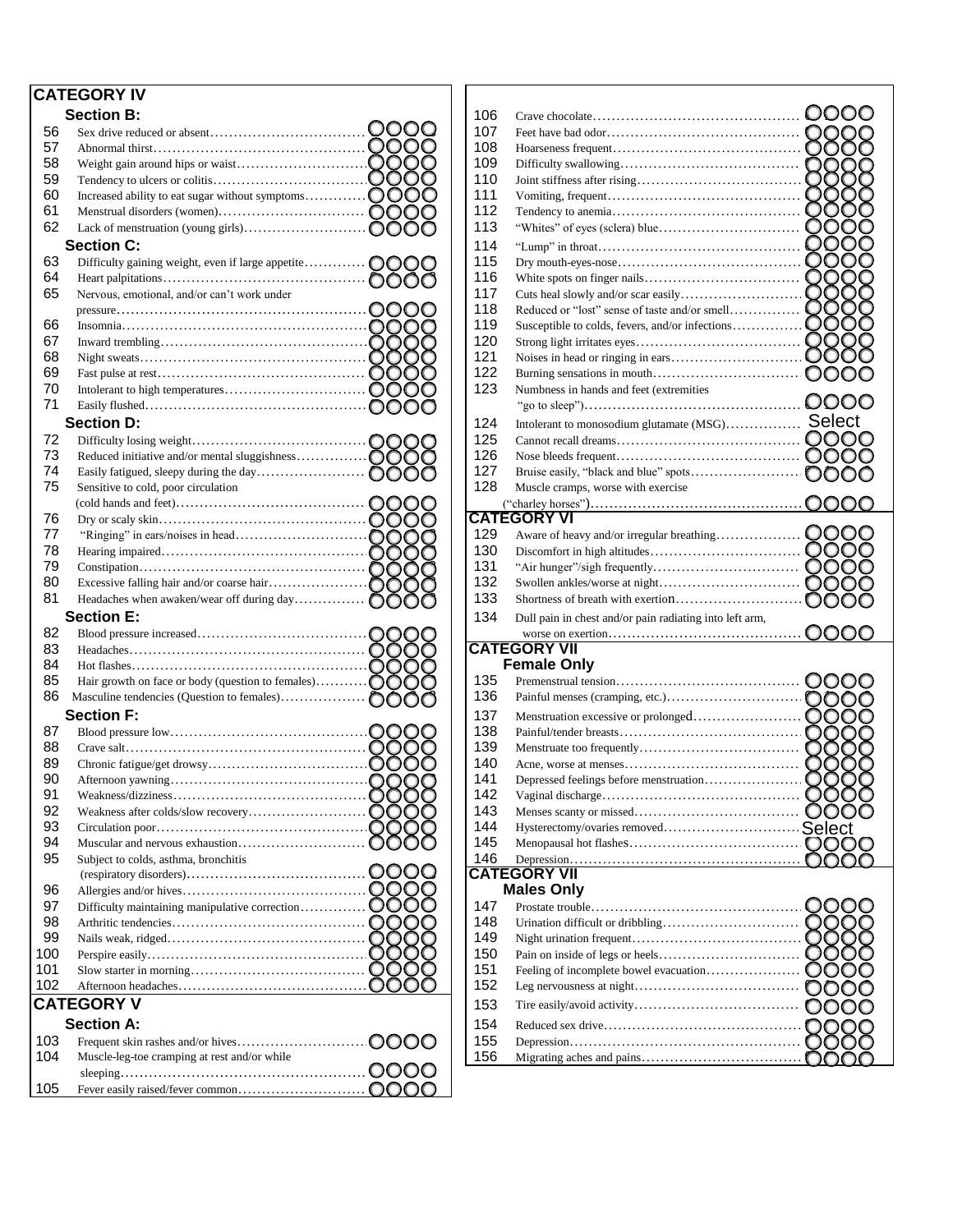## CATEGORY IV

### Section B:

56 Sex drive reduced or absent
57 Abnormal thirst
58 Weight gain around hips or waist
59 Tendency to ulcers or colitis
60 Increased ability to eat sugar without symptoms
61 Menstrual disorders (women)
62 Lack of menstruation (young girls)

### Section C:

63 Difficulty gaining weight, even if large appetite
64 Heart palpitations
65 Nervous, emotional, and/or can't work under pressure
66 Insomnia
67 Inward trembling
68 Night sweats
69 Fast pulse at rest
70 Intolerant to high temperatures
71 Easily flushed

### Section D:

72 Difficulty losing weight
73 Reduced initiative and/or mental sluggishness
74 Easily fatigued, sleepy during the day
75 Sensitive to cold, poor circulation (cold hands and feet)
76 Dry or scaly skin
77 "Ringing" in ears/noises in head
78 Hearing impaired
79 Constipation
80 Excessive falling hair and/or coarse hair
81 Headaches when awaken/wear off during day

### Section E:

82 Blood pressure increased
83 Headaches
84 Hot flashes
85 Hair growth on face or body (question to females)
86 Masculine tendencies (Question to females)

### Section F:

87 Blood pressure low
88 Crave salt
89 Chronic fatigue/get drowsy
90 Afternoon yawning
91 Weakness/dizziness
92 Weakness after colds/slow recovery
93 Circulation poor
94 Muscular and nervous exhaustion
95 Subject to colds, asthma, bronchitis (respiratory disorders)
96 Allergies and/or hives
97 Difficulty maintaining manipulative correction
98 Arthritic tendencies
99 Nails weak, ridged
100 Perspire easily
101 Slow starter in morning
102 Afternoon headaches

## CATEGORY V

### Section A:

103 Frequent skin rashes and/or hives
104 Muscle-leg-toe cramping at rest and/or while sleeping
105 Fever easily raised/fever common
106 Crave chocolate
107 Feet have bad odor
108 Hoarseness frequent
109 Difficulty swallowing
110 Joint stiffness after rising
111 Vomiting, frequent
112 Tendency to anemia
113 "Whites" of eyes (sclera) blue
114 "Lump" in throat
115 Dry mouth-eyes-nose
116 White spots on finger nails
117 Cuts heal slowly and/or scar easily
118 Reduced or "lost" sense of taste and/or smell
119 Susceptible to colds, fevers, and/or infections
120 Strong light irritates eyes
121 Noises in head or ringing in ears
122 Burning sensations in mouth
123 Numbness in hands and feet (extremities "go to sleep")
124 Intolerant to monosodium glutamate (MSG) Select
125 Cannot recall dreams
126 Nose bleeds frequent
127 Bruise easily, "black and blue" spots
128 Muscle cramps, worse with exercise ("charley horses")

## CATEGORY VI

129 Aware of heavy and/or irregular breathing
130 Discomfort in high altitudes
131 "Air hunger"/sigh frequently
132 Swollen ankles/worse at night
133 Shortness of breath with exertion
134 Dull pain in chest and/or pain radiating into left arm, worse on exertion

## CATEGORY VII

### Female Only

135 Premenstrual tension
136 Painful menses (cramping, etc.)
137 Menstruation excessive or prolonged
138 Painful/tender breasts
139 Menstruate too frequently
140 Acne, worse at menses
141 Depressed feelings before menstruation
142 Vaginal discharge
143 Menses scanty or missed
144 Hysterectomy/ovaries removed Select
145 Menopausal hot flashes
146 Depression

## CATEGORY VII

### Males Only

147 Prostate trouble
148 Urination difficult or dribbling
149 Night urination frequent
150 Pain on inside of legs or heels
151 Feeling of incomplete bowel evacuation
152 Leg nervousness at night
153 Tire easily/avoid activity
154 Reduced sex drive
155 Depression
156 Migrating aches and pains